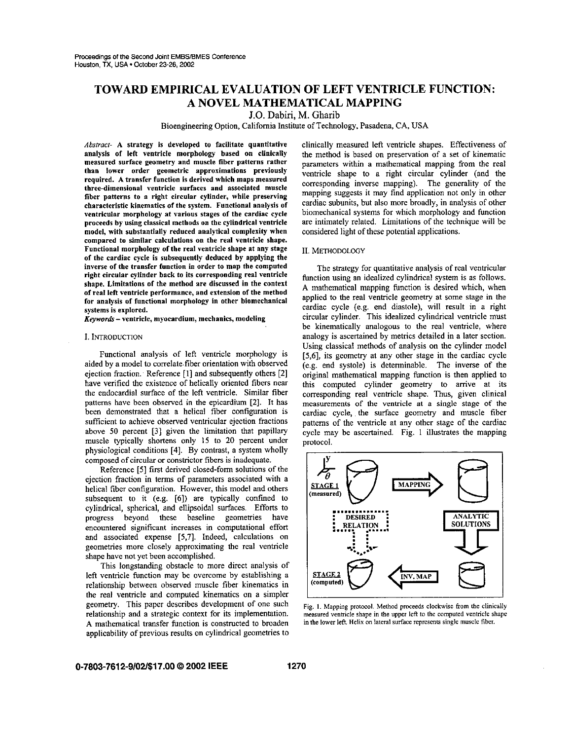# TOWARD EMPIRICAL EVALUATION OF LEFT VENTRICLE FUNCTION: A NOVEL MATHEMATICAL MAPPING

J.O. Dabiri, M. Gharib

Bioengineering Option, California Institute of Technology, Pasadena, CA, USA

***Abstract*- A strategy is developed to facilitate quantitative analysis of left ventricle morphology based on clinically measured surface geometry and muscle fiber patterns rather than lower order geometric approximations previously required. A transfer function is derived which maps measured three-dimensional ventricle surfaces and associated muscle fiber patterns to a right circular cylinder, while preserving characteristic kinematics of the system. Functional analysis of ventricular morphology at various stages of the cardiac cycle proceeds by using classical methods on the cylindrical ventricle model, with substantially reduced analytical complexity when compared to similar calculations on the real ventricle shape. Functional morphology of the real ventricle shape at any stage of the cardiac cycle is subsequently deduced by applying the inverse of the transfer function in order to map the computed right circular cylinder back to its corresponding real ventricle shape. Limitations of the method are discussed in the context of real left ventricle performance, and extension of the method for analysis of functional morphology in other biomechanical systems is explored.**

***Keywords* – ventricle, myocardium, mechanics, modeling**

## I. Introduction

Functional analysis of left ventricle morphology is aided by a model to correlate fiber orientation with observed ejection fraction. Reference [1] and subsequently others [2] have verified the existence of helically oriented fibers near the endocardial surface of the left ventricle. Similar fiber patterns have been observed in the epicardium [2]. It has been demonstrated that a helical fiber configuration is sufficient to achieve observed ventricular ejection fractions above 50 percent [3] given the limitation that papillary muscle typically shortens only 15 to 20 percent under physiological conditions [4]. By contrast, a system wholly composed of circular or constrictor fibers is inadequate.

Reference [5] first derived closed-form solutions of the ejection fraction in terms of parameters associated with a helical fiber configuration. However, this model and others subsequent to it (e.g. [6]) are typically confined to cylindrical, spherical, and ellipsoidal surfaces. Efforts to progress beyond these baseline geometries have encountered significant increases in computational effort and associated expense [5,7]. Indeed, calculations on geometries more closely approximating the real ventricle shape have not yet been accomplished.

This longstanding obstacle to more direct analysis of left ventricle function may be overcome by establishing a relationship between observed muscle fiber kinematics in the real ventricle and computed kinematics on a simpler geometry. This paper describes development of one such relationship and a strategic context for its implementation. A mathematical transfer function is constructed to broaden applicability of previous results on cylindrical geometries to clinically measured left ventricle shapes. Effectiveness of the method is based on preservation of a set of kinematic parameters within a mathematical mapping from the real ventricle shape to a right circular cylinder (and the corresponding inverse mapping). The generality of the mapping suggests it may find application not only in other cardiac subunits, but also more broadly, in analysis of other biomechanical systems for which morphology and function are intimately related. Limitations of the technique will be considered light of these potential applications.

## II. Methodology

The strategy for quantitative analysis of real ventricular function using an idealized cylindrical system is as follows. A mathematical mapping function is desired which, when applied to the real ventricle geometry at some stage in the cardiac cycle (e.g. end diastole), will result in a right circular cylinder. This idealized cylindrical ventricle must be kinematically analogous to the real ventricle, where analogy is ascertained by metrics detailed in a later section. Using classical methods of analysis on the cylinder model [5,6], its geometry at any other stage in the cardiac cycle (e.g. end systole) is determinable. The inverse of the original mathematical mapping function is then applied to this computed cylinder geometry to arrive at its corresponding real ventricle shape. Thus, given clinical measurements of the ventricle at a single stage of the cardiac cycle, the surface geometry and muscle fiber patterns of the ventricle at any other stage of the cardiac cycle may be ascertained. Fig. 1 illustrates the mapping protocol.

Fig. 1. Mapping protocol. Method proceeds clockwise from the clinically measured ventricle shape in the upper left to the computed ventricle shape in the lower left. Helix on lateral surface represents single muscle fiber.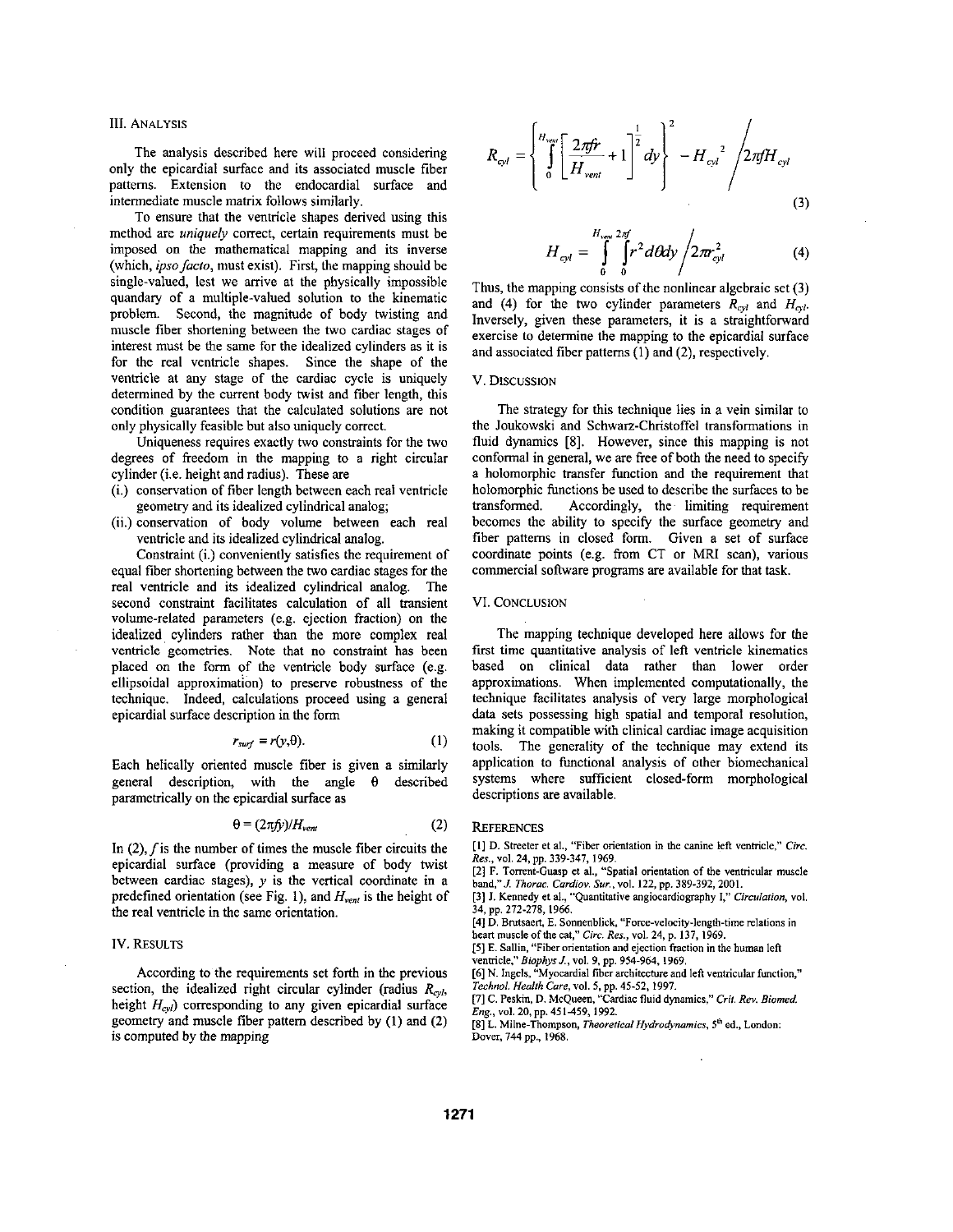## III. Analysis

The analysis described here will proceed considering only the epicardial surface and its associated muscle fiber patterns. Extension to the endocardial surface and intermediate muscle matrix follows similarly.

To ensure that the ventricle shapes derived using this method are *uniquely* correct, certain requirements must be imposed on the mathematical mapping and its inverse (which, *ipso facto*, must exist). First, the mapping should be single-valued, lest we arrive at the physically impossible quandary of a multiple-valued solution to the kinematic problem. Second, the magnitude of body twisting and muscle fiber shortening between the two cardiac stages of interest must be the same for the idealized cylinders as it is for the real ventricle shapes. Since the shape of the ventricle at any stage of the cardiac cycle is uniquely determined by the current body twist and fiber length, this condition guarantees that the calculated solutions are not only physically feasible but also uniquely correct.

Uniqueness requires exactly two constraints for the two degrees of freedom in the mapping to a right circular cylinder (i.e. height and radius). These are

(i.) conservation of fiber length between each real ventricle geometry and its idealized cylindrical analog;

(ii.) conservation of body volume between each real ventricle and its idealized cylindrical analog.

Constraint (i.) conveniently satisfies the requirement of equal fiber shortening between the two cardiac stages for the real ventricle and its idealized cylindrical analog. The second constraint facilitates calculation of all transient volume-related parameters (e.g. ejection fraction) on the idealized cylinders rather than the more complex real ventricle geometries. Note that no constraint has been placed on the form of the ventricle body surface (e.g. ellipsoidal approximation) to preserve robustness of the technique. Indeed, calculations proceed using a general epicardial surface description in the form

$$r_{surf} = r(y,\theta). \tag{1}$$

Each helically oriented muscle fiber is given a similarly general description, with the angle $\theta$ described parametrically on the epicardial surface as

$$\theta = (2\pi f y)/H_{vent} \tag{2}$$

In (2), $f$ is the number of times the muscle fiber circuits the epicardial surface (providing a measure of body twist between cardiac stages), $y$ is the vertical coordinate in a predefined orientation (see Fig. 1), and $H_{vent}$ is the height of the real ventricle in the same orientation.

## IV. Results

According to the requirements set forth in the previous section, the idealized right circular cylinder (radius $R_{cyl}$, height $H_{cyl}$) corresponding to any given epicardial surface geometry and muscle fiber pattern described by (1) and (2) is computed by the mapping

$$R_{cyl} = \left\{ \left\{ \int_0^{H_{vent}} \left[ \frac{2\pi f r}{H_{vent}} + 1 \right]^{\frac{1}{2}} dy \right\}^2 - H_{cyl}^{\ 2} \right\} \Big/ 2\pi f H_{cyl} \tag{3}$$

$$H_{cyl} = \int_0^{H_{vent}} \int_0^{2\pi f} r^2 d\theta dy \Big/ 2\pi r_{cyl}^2 \tag{4}$$

Thus, the mapping consists of the nonlinear algebraic set (3) and (4) for the two cylinder parameters $R_{cyl}$ and $H_{cyl}$. Inversely, given these parameters, it is a straightforward exercise to determine the mapping to the epicardial surface and associated fiber patterns (1) and (2), respectively.

## V. Discussion

The strategy for this technique lies in a vein similar to the Joukowski and Schwarz-Christoffel transformations in fluid dynamics [8]. However, since this mapping is not conformal in general, we are free of both the need to specify a holomorphic transfer function and the requirement that holomorphic functions be used to describe the surfaces to be transformed. Accordingly, the limiting requirement becomes the ability to specify the surface geometry and fiber patterns in closed form. Given a set of surface coordinate points (e.g. from CT or MRI scan), various commercial software programs are available for that task.

## VI. Conclusion

The mapping technique developed here allows for the first time quantitative analysis of left ventricle kinematics based on clinical data rather than lower order approximations. When implemented computationally, the technique facilitates analysis of very large morphological data sets possessing high spatial and temporal resolution, making it compatible with clinical cardiac image acquisition tools. The generality of the technique may extend its application to functional analysis of other biomechanical systems where sufficient closed-form morphological descriptions are available.

## References

[1] D. Streeter et al., "Fiber orientation in the canine left ventricle," *Circ. Res.*, vol. 24, pp. 339-347, 1969.

[2] F. Torrent-Guasp et al., "Spatial orientation of the ventricular muscle band," *J. Thorac. Cardiov. Sur.*, vol. 122, pp. 389-392, 2001.

[3] J. Kennedy et al., "Quantitative angiocardiography I," *Circulation*, vol. 34, pp. 272-278, 1966.

[4] D. Brutsaert, E. Sonnenblick, "Force-velocity-length-time relations in heart muscle of the cat," *Circ. Res.*, vol. 24, p. 137, 1969.

[5] E. Sallin, "Fiber orientation and ejection fraction in the human left ventricle," *Biophys J.*, vol. 9, pp. 954-964, 1969.

[6] N. Ingels, "Myocardial fiber architecture and left ventricular function," *Technol. Health Care*, vol. 5, pp. 45-52, 1997.

[7] C. Peskin, D. McQueen, "Cardiac fluid dynamics," *Crit. Rev. Biomed. Eng.*, vol. 20, pp. 451-459, 1992.

[8] L. Milne-Thompson, *Theoretical Hydrodynamics*, 5th ed., London: Dover, 744 pp., 1968.